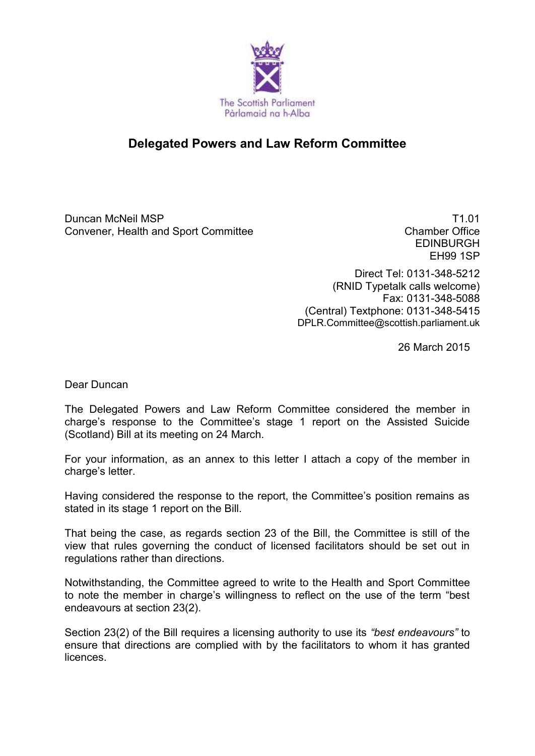The Scottish Parliament
Pàrlamaid na h-Alba

## Delegated Powers and Law Reform Committee

Duncan McNeil MSP
Convener, Health and Sport Committee

T1.01
Chamber Office
EDINBURGH
EH99 1SP

Direct Tel: 0131-348-5212
(RNID Typetalk calls welcome)
Fax: 0131-348-5088
(Central) Textphone: 0131-348-5415
DPLR.Committee@scottish.parliament.uk

26 March 2015

Dear Duncan

The Delegated Powers and Law Reform Committee considered the member in charge's response to the Committee's stage 1 report on the Assisted Suicide (Scotland) Bill at its meeting on 24 March.

For your information, as an annex to this letter I attach a copy of the member in charge's letter.

Having considered the response to the report, the Committee's position remains as stated in its stage 1 report on the Bill.

That being the case, as regards section 23 of the Bill, the Committee is still of the view that rules governing the conduct of licensed facilitators should be set out in regulations rather than directions.

Notwithstanding, the Committee agreed to write to the Health and Sport Committee to note the member in charge's willingness to reflect on the use of the term "best endeavours at section 23(2).

Section 23(2) of the Bill requires a licensing authority to use its *"best endeavours"* to ensure that directions are complied with by the facilitators to whom it has granted licences.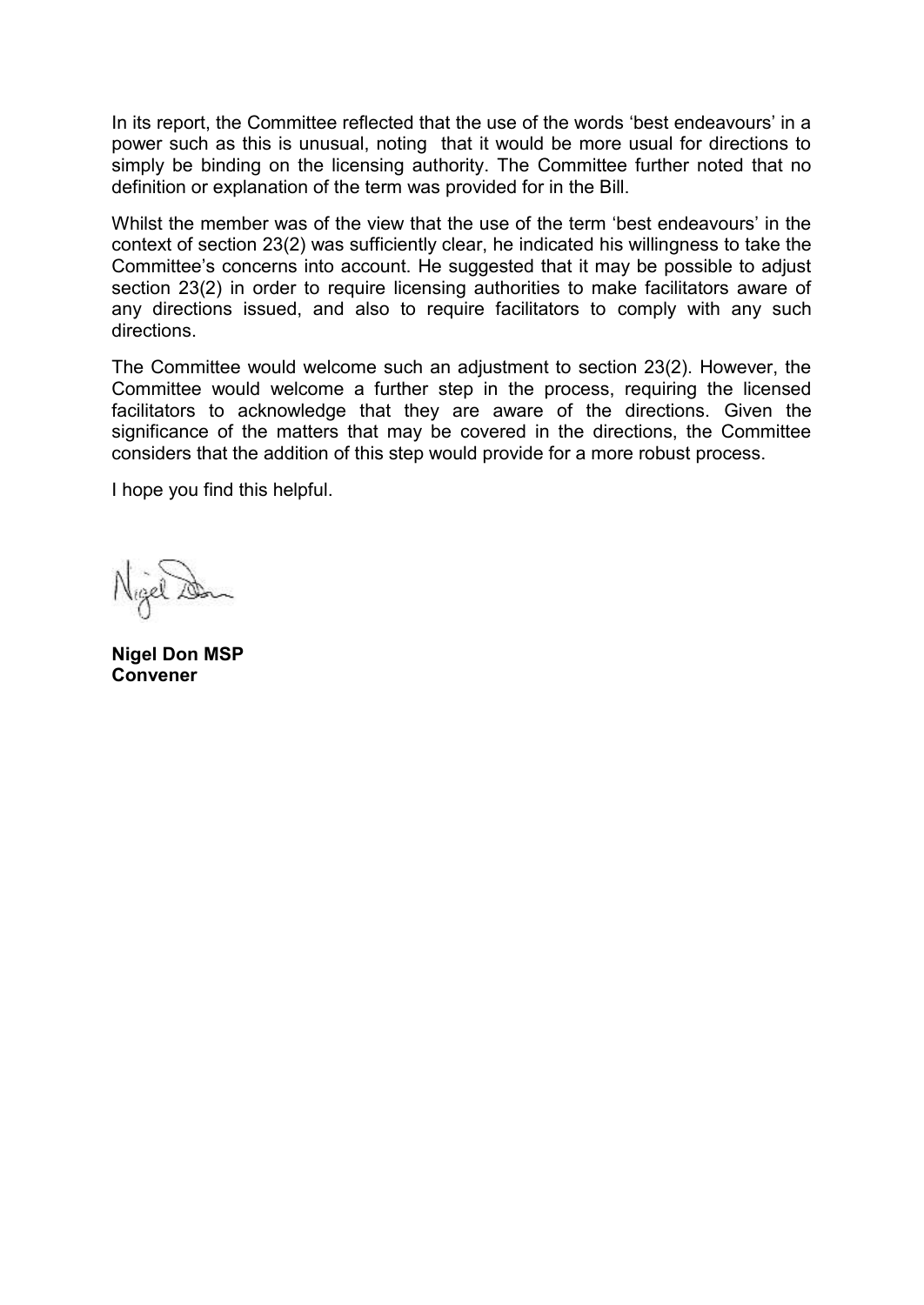In its report, the Committee reflected that the use of the words 'best endeavours' in a power such as this is unusual, noting that it would be more usual for directions to simply be binding on the licensing authority. The Committee further noted that no definition or explanation of the term was provided for in the Bill.

Whilst the member was of the view that the use of the term 'best endeavours' in the context of section 23(2) was sufficiently clear, he indicated his willingness to take the Committee's concerns into account. He suggested that it may be possible to adjust section 23(2) in order to require licensing authorities to make facilitators aware of any directions issued, and also to require facilitators to comply with any such directions.

The Committee would welcome such an adjustment to section 23(2). However, the Committee would welcome a further step in the process, requiring the licensed facilitators to acknowledge that they are aware of the directions. Given the significance of the matters that may be covered in the directions, the Committee considers that the addition of this step would provide for a more robust process.

I hope you find this helpful.

**Nigel Don MSP**
**Convener**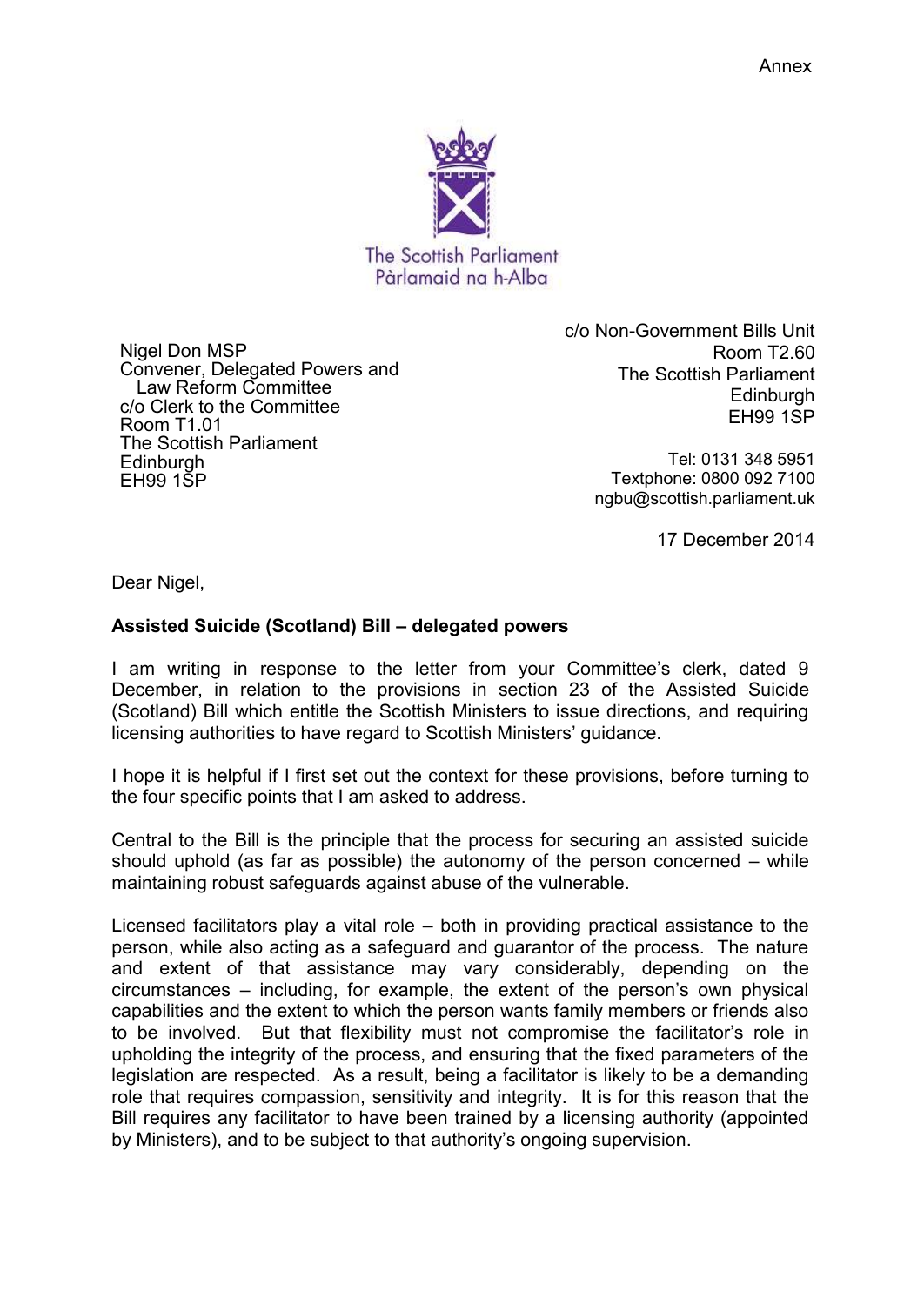Annex

The Scottish Parliament
Pàrlamaid na h-Alba

Nigel Don MSP
Convener, Delegated Powers and Law Reform Committee
c/o Clerk to the Committee
Room T1.01
The Scottish Parliament
Edinburgh
EH99 1SP

c/o Non-Government Bills Unit
Room T2.60
The Scottish Parliament
Edinburgh
EH99 1SP

Tel: 0131 348 5951
Textphone: 0800 092 7100
ngbu@scottish.parliament.uk

17 December 2014

Dear Nigel,

**Assisted Suicide (Scotland) Bill – delegated powers**

I am writing in response to the letter from your Committee's clerk, dated 9 December, in relation to the provisions in section 23 of the Assisted Suicide (Scotland) Bill which entitle the Scottish Ministers to issue directions, and requiring licensing authorities to have regard to Scottish Ministers' guidance.

I hope it is helpful if I first set out the context for these provisions, before turning to the four specific points that I am asked to address.

Central to the Bill is the principle that the process for securing an assisted suicide should uphold (as far as possible) the autonomy of the person concerned – while maintaining robust safeguards against abuse of the vulnerable.

Licensed facilitators play a vital role – both in providing practical assistance to the person, while also acting as a safeguard and guarantor of the process. The nature and extent of that assistance may vary considerably, depending on the circumstances – including, for example, the extent of the person's own physical capabilities and the extent to which the person wants family members or friends also to be involved. But that flexibility must not compromise the facilitator's role in upholding the integrity of the process, and ensuring that the fixed parameters of the legislation are respected. As a result, being a facilitator is likely to be a demanding role that requires compassion, sensitivity and integrity. It is for this reason that the Bill requires any facilitator to have been trained by a licensing authority (appointed by Ministers), and to be subject to that authority's ongoing supervision.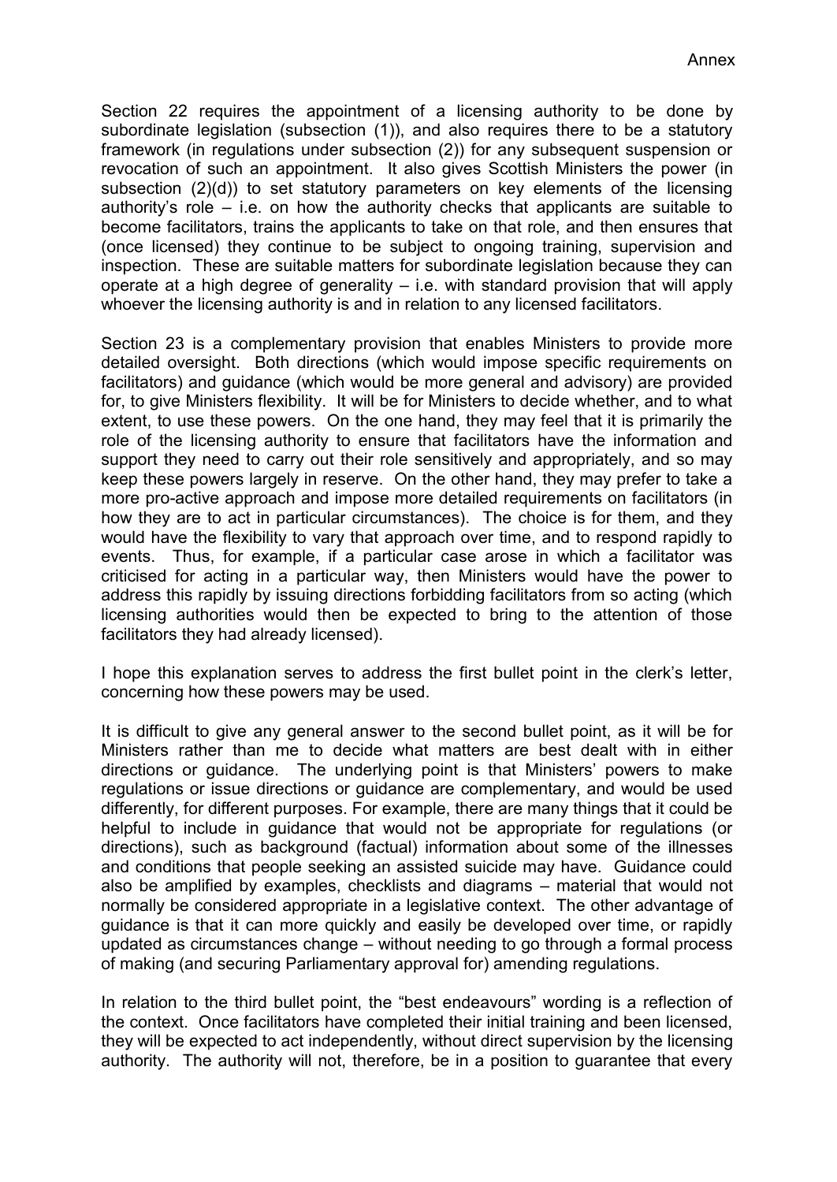Section 22 requires the appointment of a licensing authority to be done by subordinate legislation (subsection (1)), and also requires there to be a statutory framework (in regulations under subsection (2)) for any subsequent suspension or revocation of such an appointment. It also gives Scottish Ministers the power (in subsection (2)(d)) to set statutory parameters on key elements of the licensing authority's role – i.e. on how the authority checks that applicants are suitable to become facilitators, trains the applicants to take on that role, and then ensures that (once licensed) they continue to be subject to ongoing training, supervision and inspection. These are suitable matters for subordinate legislation because they can operate at a high degree of generality – i.e. with standard provision that will apply whoever the licensing authority is and in relation to any licensed facilitators.

Section 23 is a complementary provision that enables Ministers to provide more detailed oversight. Both directions (which would impose specific requirements on facilitators) and guidance (which would be more general and advisory) are provided for, to give Ministers flexibility. It will be for Ministers to decide whether, and to what extent, to use these powers. On the one hand, they may feel that it is primarily the role of the licensing authority to ensure that facilitators have the information and support they need to carry out their role sensitively and appropriately, and so may keep these powers largely in reserve. On the other hand, they may prefer to take a more pro-active approach and impose more detailed requirements on facilitators (in how they are to act in particular circumstances). The choice is for them, and they would have the flexibility to vary that approach over time, and to respond rapidly to events. Thus, for example, if a particular case arose in which a facilitator was criticised for acting in a particular way, then Ministers would have the power to address this rapidly by issuing directions forbidding facilitators from so acting (which licensing authorities would then be expected to bring to the attention of those facilitators they had already licensed).

I hope this explanation serves to address the first bullet point in the clerk's letter, concerning how these powers may be used.

It is difficult to give any general answer to the second bullet point, as it will be for Ministers rather than me to decide what matters are best dealt with in either directions or guidance. The underlying point is that Ministers' powers to make regulations or issue directions or guidance are complementary, and would be used differently, for different purposes. For example, there are many things that it could be helpful to include in guidance that would not be appropriate for regulations (or directions), such as background (factual) information about some of the illnesses and conditions that people seeking an assisted suicide may have. Guidance could also be amplified by examples, checklists and diagrams – material that would not normally be considered appropriate in a legislative context. The other advantage of guidance is that it can more quickly and easily be developed over time, or rapidly updated as circumstances change – without needing to go through a formal process of making (and securing Parliamentary approval for) amending regulations.

In relation to the third bullet point, the "best endeavours" wording is a reflection of the context. Once facilitators have completed their initial training and been licensed, they will be expected to act independently, without direct supervision by the licensing authority. The authority will not, therefore, be in a position to guarantee that every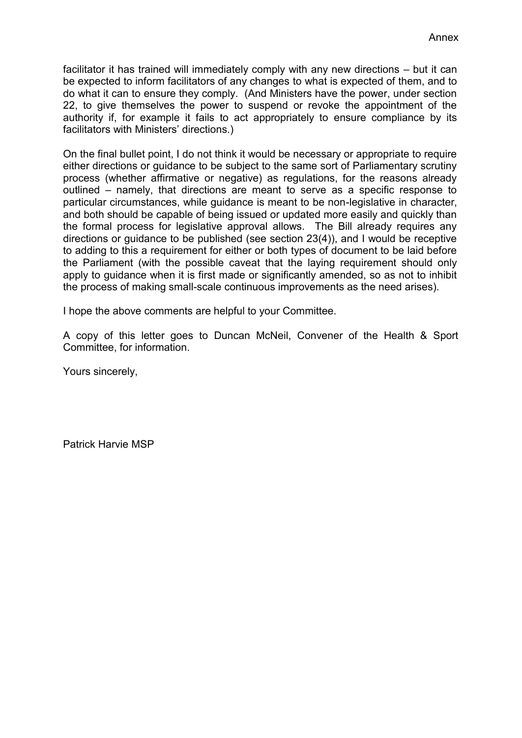facilitator it has trained will immediately comply with any new directions – but it can be expected to inform facilitators of any changes to what is expected of them, and to do what it can to ensure they comply. (And Ministers have the power, under section 22, to give themselves the power to suspend or revoke the appointment of the authority if, for example it fails to act appropriately to ensure compliance by its facilitators with Ministers' directions.)

On the final bullet point, I do not think it would be necessary or appropriate to require either directions or guidance to be subject to the same sort of Parliamentary scrutiny process (whether affirmative or negative) as regulations, for the reasons already outlined – namely, that directions are meant to serve as a specific response to particular circumstances, while guidance is meant to be non-legislative in character, and both should be capable of being issued or updated more easily and quickly than the formal process for legislative approval allows. The Bill already requires any directions or guidance to be published (see section 23(4)), and I would be receptive to adding to this a requirement for either or both types of document to be laid before the Parliament (with the possible caveat that the laying requirement should only apply to guidance when it is first made or significantly amended, so as not to inhibit the process of making small-scale continuous improvements as the need arises).

I hope the above comments are helpful to your Committee.

A copy of this letter goes to Duncan McNeil, Convener of the Health & Sport Committee, for information.

Yours sincerely,

Patrick Harvie MSP